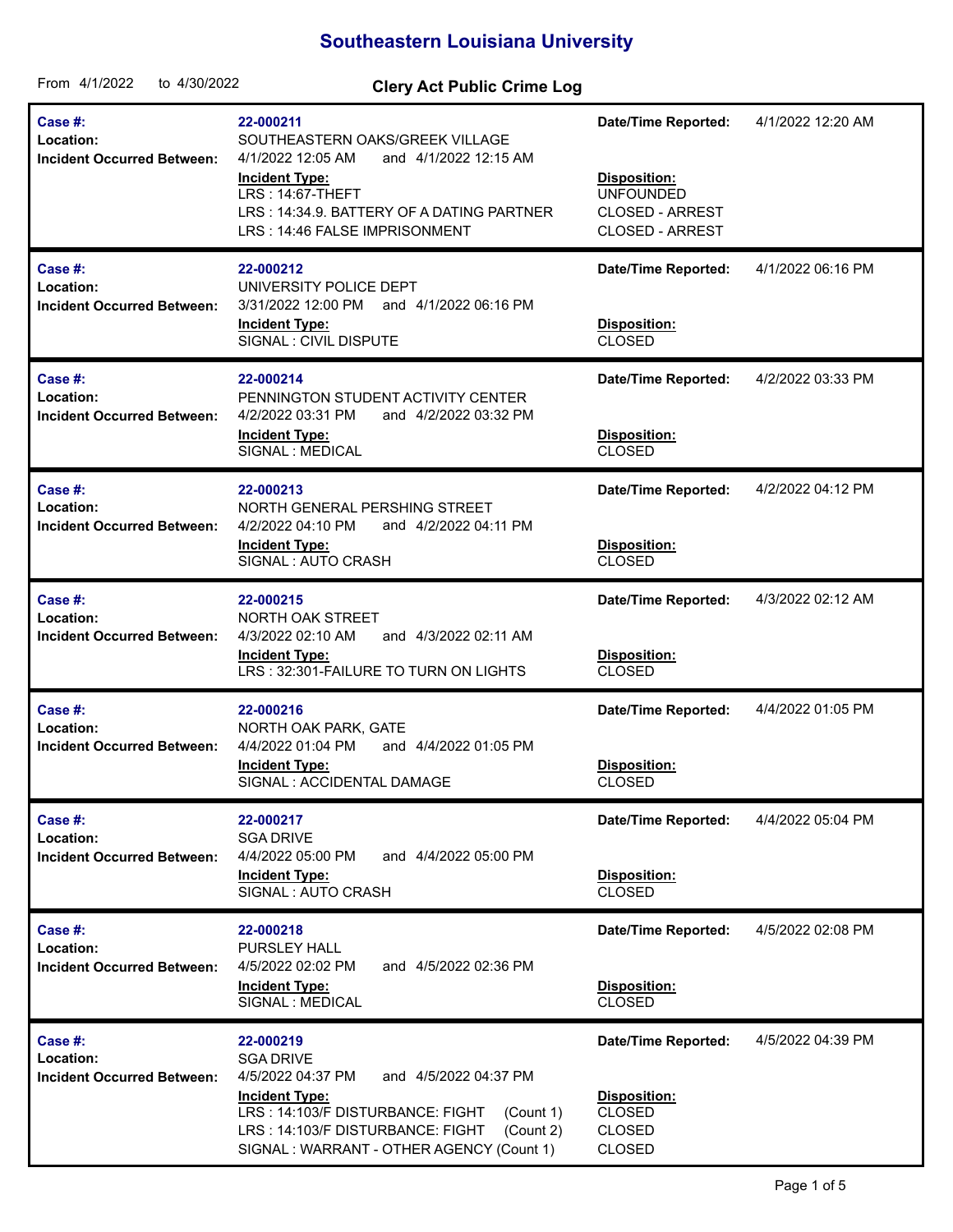# Southeastern Louisiana University

From 4/1/2022 to 4/30/2022

## Clery Act Public Crime Log

| Case #: | 22-000211 | Date/Time Reported: | 4/1/2022 12:20 AM |
|---|---|---|---|
| Location: | SOUTHEASTERN OAKS/GREEK VILLAGE | | |
| Incident Occurred Between: | 4/1/2022 12:05 AM and 4/1/2022 12:15 AM | | |
| | **Incident Type:** | **Disposition:** | |
| | LRS : 14:67-THEFT | UNFOUNDED | |
| | LRS : 14:34.9. BATTERY OF A DATING PARTNER | CLOSED - ARREST | |
| | LRS : 14:46 FALSE IMPRISONMENT | CLOSED - ARREST | |

| Case #: | 22-000212 | Date/Time Reported: | 4/1/2022 06:16 PM |
|---|---|---|---|
| Location: | UNIVERSITY POLICE DEPT | | |
| Incident Occurred Between: | 3/31/2022 12:00 PM and 4/1/2022 06:16 PM | | |
| | **Incident Type:** | **Disposition:** | |
| | SIGNAL : CIVIL DISPUTE | CLOSED | |

| Case #: | 22-000214 | Date/Time Reported: | 4/2/2022 03:33 PM |
|---|---|---|---|
| Location: | PENNINGTON STUDENT ACTIVITY CENTER | | |
| Incident Occurred Between: | 4/2/2022 03:31 PM and 4/2/2022 03:32 PM | | |
| | **Incident Type:** | **Disposition:** | |
| | SIGNAL : MEDICAL | CLOSED | |

| Case #: | 22-000213 | Date/Time Reported: | 4/2/2022 04:12 PM |
|---|---|---|---|
| Location: | NORTH GENERAL PERSHING STREET | | |
| Incident Occurred Between: | 4/2/2022 04:10 PM and 4/2/2022 04:11 PM | | |
| | **Incident Type:** | **Disposition:** | |
| | SIGNAL : AUTO CRASH | CLOSED | |

| Case #: | 22-000215 | Date/Time Reported: | 4/3/2022 02:12 AM |
|---|---|---|---|
| Location: | NORTH OAK STREET | | |
| Incident Occurred Between: | 4/3/2022 02:10 AM and 4/3/2022 02:11 AM | | |
| | **Incident Type:** | **Disposition:** | |
| | LRS : 32:301-FAILURE TO TURN ON LIGHTS | CLOSED | |

| Case #: | 22-000216 | Date/Time Reported: | 4/4/2022 01:05 PM |
|---|---|---|---|
| Location: | NORTH OAK PARK, GATE | | |
| Incident Occurred Between: | 4/4/2022 01:04 PM and 4/4/2022 01:05 PM | | |
| | **Incident Type:** | **Disposition:** | |
| | SIGNAL : ACCIDENTAL DAMAGE | CLOSED | |

| Case #: | 22-000217 | Date/Time Reported: | 4/4/2022 05:04 PM |
|---|---|---|---|
| Location: | SGA DRIVE | | |
| Incident Occurred Between: | 4/4/2022 05:00 PM and 4/4/2022 05:00 PM | | |
| | **Incident Type:** | **Disposition:** | |
| | SIGNAL : AUTO CRASH | CLOSED | |

| Case #: | 22-000218 | Date/Time Reported: | 4/5/2022 02:08 PM |
|---|---|---|---|
| Location: | PURSLEY HALL | | |
| Incident Occurred Between: | 4/5/2022 02:02 PM and 4/5/2022 02:36 PM | | |
| | **Incident Type:** | **Disposition:** | |
| | SIGNAL : MEDICAL | CLOSED | |

| Case #: | 22-000219 | Date/Time Reported: | 4/5/2022 04:39 PM |
|---|---|---|---|
| Location: | SGA DRIVE | | |
| Incident Occurred Between: | 4/5/2022 04:37 PM and 4/5/2022 04:37 PM | | |
| | **Incident Type:** | **Disposition:** | |
| | LRS : 14:103/F DISTURBANCE: FIGHT (Count 1) | CLOSED | |
| | LRS : 14:103/F DISTURBANCE: FIGHT (Count 2) | CLOSED | |
| | SIGNAL : WARRANT - OTHER AGENCY (Count 1) | CLOSED | |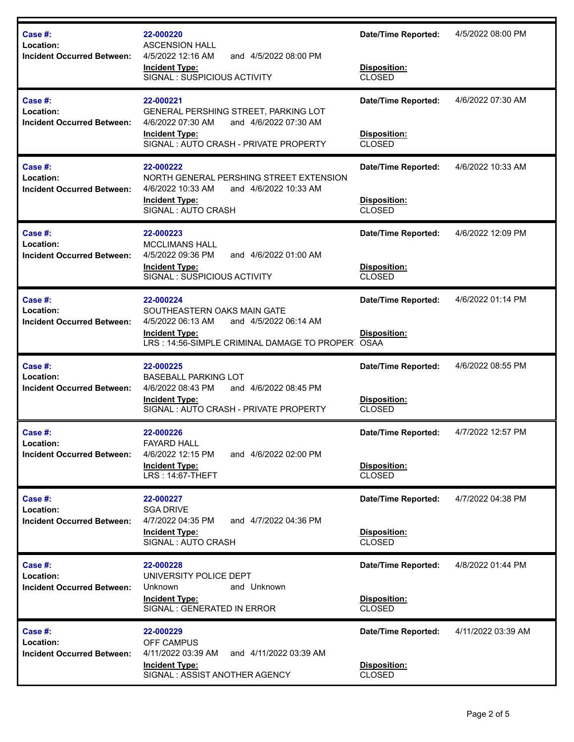| Case # | Location | Incident Occurred Between | Incident Type | Date/Time Reported | Disposition |
|---|---|---|---|---|---|
| 22-000220 | ASCENSION HALL | 4/5/2022 12:16 AM and 4/5/2022 08:00 PM | SIGNAL : SUSPICIOUS ACTIVITY | 4/5/2022 08:00 PM | CLOSED |
| 22-000221 | GENERAL PERSHING STREET, PARKING LOT | 4/6/2022 07:30 AM and 4/6/2022 07:30 AM | SIGNAL : AUTO CRASH - PRIVATE PROPERTY | 4/6/2022 07:30 AM | CLOSED |
| 22-000222 | NORTH GENERAL PERSHING STREET EXTENSION | 4/6/2022 10:33 AM and 4/6/2022 10:33 AM | SIGNAL : AUTO CRASH | 4/6/2022 10:33 AM | CLOSED |
| 22-000223 | MCCLIMANS HALL | 4/5/2022 09:36 PM and 4/6/2022 01:00 AM | SIGNAL : SUSPICIOUS ACTIVITY | 4/6/2022 12:09 PM | CLOSED |
| 22-000224 | SOUTHEASTERN OAKS MAIN GATE | 4/5/2022 06:13 AM and 4/5/2022 06:14 AM | LRS : 14:56-SIMPLE CRIMINAL DAMAGE TO PROPER | 4/6/2022 01:14 PM | OSAA |
| 22-000225 | BASEBALL PARKING LOT | 4/6/2022 08:43 PM and 4/6/2022 08:45 PM | SIGNAL : AUTO CRASH - PRIVATE PROPERTY | 4/6/2022 08:55 PM | CLOSED |
| 22-000226 | FAYARD HALL | 4/6/2022 12:15 PM and 4/6/2022 02:00 PM | LRS : 14:67-THEFT | 4/7/2022 12:57 PM | CLOSED |
| 22-000227 | SGA DRIVE | 4/7/2022 04:35 PM and 4/7/2022 04:36 PM | SIGNAL : AUTO CRASH | 4/7/2022 04:38 PM | CLOSED |
| 22-000228 | UNIVERSITY POLICE DEPT | Unknown and Unknown | SIGNAL : GENERATED IN ERROR | 4/8/2022 01:44 PM | CLOSED |
| 22-000229 | OFF CAMPUS | 4/11/2022 03:39 AM and 4/11/2022 03:39 AM | SIGNAL : ASSIST ANOTHER AGENCY | 4/11/2022 03:39 AM | CLOSED |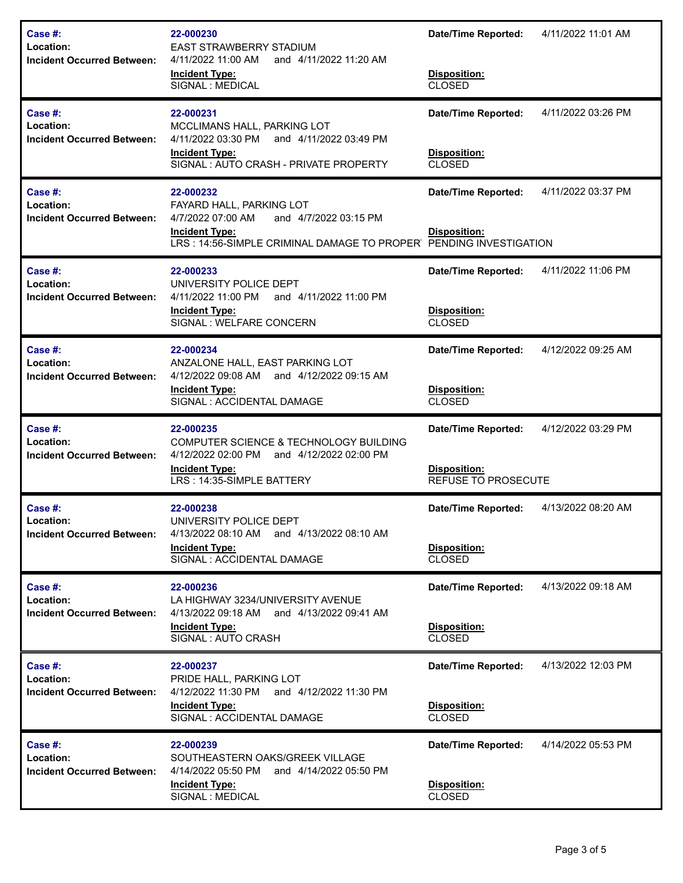| Case #: | Location: | Incident Occurred Between: | Incident Type: | Date/Time Reported: | Disposition: |
|---|---|---|---|---|---|
| 22-000230 | EAST STRAWBERRY STADIUM | 4/11/2022 11:00 AM and 4/11/2022 11:20 AM | SIGNAL : MEDICAL | 4/11/2022 11:01 AM | CLOSED |
| 22-000231 | MCCLIMANS HALL, PARKING LOT | 4/11/2022 03:30 PM and 4/11/2022 03:49 PM | SIGNAL : AUTO CRASH - PRIVATE PROPERTY | 4/11/2022 03:26 PM | CLOSED |
| 22-000232 | FAYARD HALL, PARKING LOT | 4/7/2022 07:00 AM and 4/7/2022 03:15 PM | LRS : 14:56-SIMPLE CRIMINAL DAMAGE TO PROPER | 4/11/2022 03:37 PM | PENDING INVESTIGATION |
| 22-000233 | UNIVERSITY POLICE DEPT | 4/11/2022 11:00 PM and 4/11/2022 11:00 PM | SIGNAL : WELFARE CONCERN | 4/11/2022 11:06 PM | CLOSED |
| 22-000234 | ANZALONE HALL, EAST PARKING LOT | 4/12/2022 09:08 AM and 4/12/2022 09:15 AM | SIGNAL : ACCIDENTAL DAMAGE | 4/12/2022 09:25 AM | CLOSED |
| 22-000235 | COMPUTER SCIENCE & TECHNOLOGY BUILDING | 4/12/2022 02:00 PM and 4/12/2022 02:00 PM | LRS : 14:35-SIMPLE BATTERY | 4/12/2022 03:29 PM | REFUSE TO PROSECUTE |
| 22-000238 | UNIVERSITY POLICE DEPT | 4/13/2022 08:10 AM and 4/13/2022 08:10 AM | SIGNAL : ACCIDENTAL DAMAGE | 4/13/2022 08:20 AM | CLOSED |
| 22-000236 | LA HIGHWAY 3234/UNIVERSITY AVENUE | 4/13/2022 09:18 AM and 4/13/2022 09:41 AM | SIGNAL : AUTO CRASH | 4/13/2022 09:18 AM | CLOSED |
| 22-000237 | PRIDE HALL, PARKING LOT | 4/12/2022 11:30 PM and 4/12/2022 11:30 PM | SIGNAL : ACCIDENTAL DAMAGE | 4/13/2022 12:03 PM | CLOSED |
| 22-000239 | SOUTHEASTERN OAKS/GREEK VILLAGE | 4/14/2022 05:50 PM and 4/14/2022 05:50 PM | SIGNAL : MEDICAL | 4/14/2022 05:53 PM | CLOSED |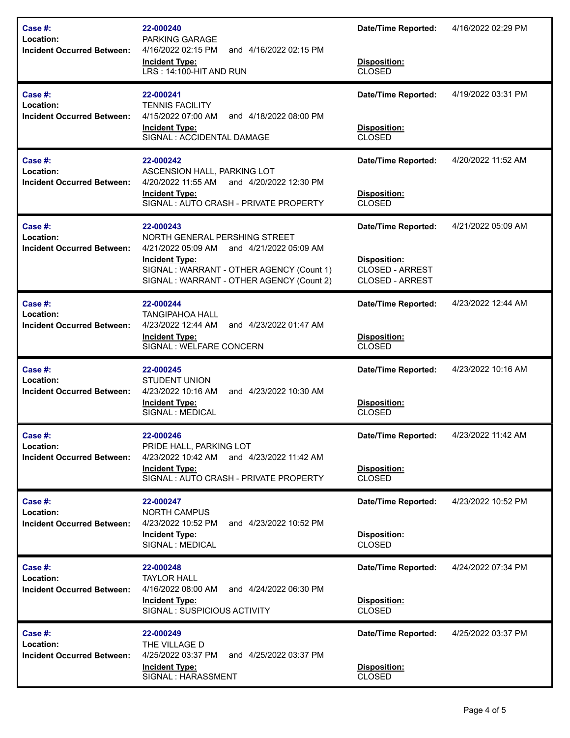| Case #: | 22-000240 | Date/Time Reported: | 4/16/2022 02:29 PM |
|---|---|---|---|
| Location: | PARKING GARAGE | | |
| Incident Occurred Between: | 4/16/2022 02:15 PM and 4/16/2022 02:15 PM | | |
| | **Incident Type:** | **Disposition:** | |
| | LRS : 14:100-HIT AND RUN | CLOSED | |

| Case #: | 22-000241 | Date/Time Reported: | 4/19/2022 03:31 PM |
|---|---|---|---|
| Location: | TENNIS FACILITY | | |
| Incident Occurred Between: | 4/15/2022 07:00 AM and 4/18/2022 08:00 PM | | |
| | **Incident Type:** | **Disposition:** | |
| | SIGNAL : ACCIDENTAL DAMAGE | CLOSED | |

| Case #: | 22-000242 | Date/Time Reported: | 4/20/2022 11:52 AM |
|---|---|---|---|
| Location: | ASCENSION HALL, PARKING LOT | | |
| Incident Occurred Between: | 4/20/2022 11:55 AM and 4/20/2022 12:30 PM | | |
| | **Incident Type:** | **Disposition:** | |
| | SIGNAL : AUTO CRASH - PRIVATE PROPERTY | CLOSED | |

| Case #: | 22-000243 | Date/Time Reported: | 4/21/2022 05:09 AM |
|---|---|---|---|
| Location: | NORTH GENERAL PERSHING STREET | | |
| Incident Occurred Between: | 4/21/2022 05:09 AM and 4/21/2022 05:09 AM | | |
| | **Incident Type:** | **Disposition:** | |
| | SIGNAL : WARRANT - OTHER AGENCY (Count 1) | CLOSED - ARREST | |
| | SIGNAL : WARRANT - OTHER AGENCY (Count 2) | CLOSED - ARREST | |

| Case #: | 22-000244 | Date/Time Reported: | 4/23/2022 12:44 AM |
|---|---|---|---|
| Location: | TANGIPAHOA HALL | | |
| Incident Occurred Between: | 4/23/2022 12:44 AM and 4/23/2022 01:47 AM | | |
| | **Incident Type:** | **Disposition:** | |
| | SIGNAL : WELFARE CONCERN | CLOSED | |

| Case #: | 22-000245 | Date/Time Reported: | 4/23/2022 10:16 AM |
|---|---|---|---|
| Location: | STUDENT UNION | | |
| Incident Occurred Between: | 4/23/2022 10:16 AM and 4/23/2022 10:30 AM | | |
| | **Incident Type:** | **Disposition:** | |
| | SIGNAL : MEDICAL | CLOSED | |

| Case #: | 22-000246 | Date/Time Reported: | 4/23/2022 11:42 AM |
|---|---|---|---|
| Location: | PRIDE HALL, PARKING LOT | | |
| Incident Occurred Between: | 4/23/2022 10:42 AM and 4/23/2022 11:42 AM | | |
| | **Incident Type:** | **Disposition:** | |
| | SIGNAL : AUTO CRASH - PRIVATE PROPERTY | CLOSED | |

| Case #: | 22-000247 | Date/Time Reported: | 4/23/2022 10:52 PM |
|---|---|---|---|
| Location: | NORTH CAMPUS | | |
| Incident Occurred Between: | 4/23/2022 10:52 PM and 4/23/2022 10:52 PM | | |
| | **Incident Type:** | **Disposition:** | |
| | SIGNAL : MEDICAL | CLOSED | |

| Case #: | 22-000248 | Date/Time Reported: | 4/24/2022 07:34 PM |
|---|---|---|---|
| Location: | TAYLOR HALL | | |
| Incident Occurred Between: | 4/16/2022 08:00 AM and 4/24/2022 06:30 PM | | |
| | **Incident Type:** | **Disposition:** | |
| | SIGNAL : SUSPICIOUS ACTIVITY | CLOSED | |

| Case #: | 22-000249 | Date/Time Reported: | 4/25/2022 03:37 PM |
|---|---|---|---|
| Location: | THE VILLAGE D | | |
| Incident Occurred Between: | 4/25/2022 03:37 PM and 4/25/2022 03:37 PM | | |
| | **Incident Type:** | **Disposition:** | |
| | SIGNAL : HARASSMENT | CLOSED | |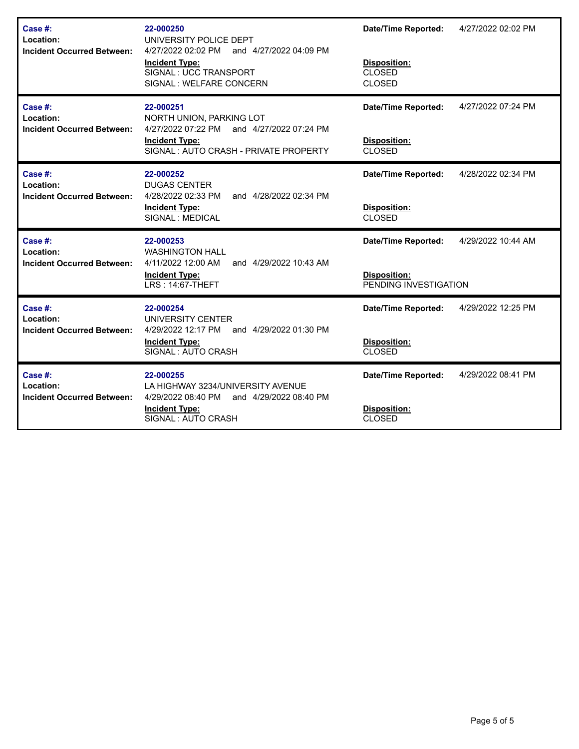| | | | |
|---|---|---|---|
| **Case #:** | **22-000250** | **Date/Time Reported:** | 4/27/2022 02:02 PM |
| **Location:** | UNIVERSITY POLICE DEPT | | |
| **Incident Occurred Between:** | 4/27/2022 02:02 PM and 4/27/2022 04:09 PM | | |
| | **Incident Type:** | **Disposition:** | |
| | SIGNAL : UCC TRANSPORT | CLOSED | |
| | SIGNAL : WELFARE CONCERN | CLOSED | |

| | | | |
|---|---|---|---|
| **Case #:** | **22-000251** | **Date/Time Reported:** | 4/27/2022 07:24 PM |
| **Location:** | NORTH UNION, PARKING LOT | | |
| **Incident Occurred Between:** | 4/27/2022 07:22 PM and 4/27/2022 07:24 PM | | |
| | **Incident Type:** | **Disposition:** | |
| | SIGNAL : AUTO CRASH - PRIVATE PROPERTY | CLOSED | |

| | | | |
|---|---|---|---|
| **Case #:** | **22-000252** | **Date/Time Reported:** | 4/28/2022 02:34 PM |
| **Location:** | DUGAS CENTER | | |
| **Incident Occurred Between:** | 4/28/2022 02:33 PM and 4/28/2022 02:34 PM | | |
| | **Incident Type:** | **Disposition:** | |
| | SIGNAL : MEDICAL | CLOSED | |

| | | | |
|---|---|---|---|
| **Case #:** | **22-000253** | **Date/Time Reported:** | 4/29/2022 10:44 AM |
| **Location:** | WASHINGTON HALL | | |
| **Incident Occurred Between:** | 4/11/2022 12:00 AM and 4/29/2022 10:43 AM | | |
| | **Incident Type:** | **Disposition:** | |
| | LRS : 14:67-THEFT | PENDING INVESTIGATION | |

| | | | |
|---|---|---|---|
| **Case #:** | **22-000254** | **Date/Time Reported:** | 4/29/2022 12:25 PM |
| **Location:** | UNIVERSITY CENTER | | |
| **Incident Occurred Between:** | 4/29/2022 12:17 PM and 4/29/2022 01:30 PM | | |
| | **Incident Type:** | **Disposition:** | |
| | SIGNAL : AUTO CRASH | CLOSED | |

| | | | |
|---|---|---|---|
| **Case #:** | **22-000255** | **Date/Time Reported:** | 4/29/2022 08:41 PM |
| **Location:** | LA HIGHWAY 3234/UNIVERSITY AVENUE | | |
| **Incident Occurred Between:** | 4/29/2022 08:40 PM and 4/29/2022 08:40 PM | | |
| | **Incident Type:** | **Disposition:** | |
| | SIGNAL : AUTO CRASH | CLOSED | |